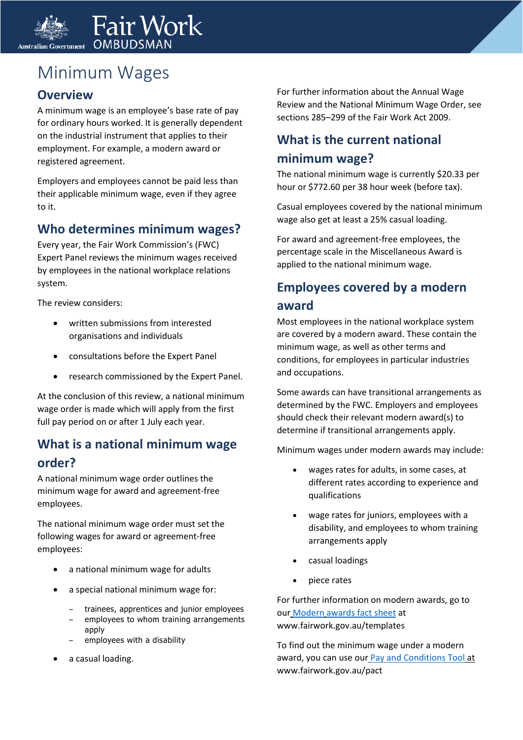# Minimum Wages

## Overview

A minimum wage is an employee's base rate of pay for ordinary hours worked. It is generally dependent on the industrial instrument that applies to their employment. For example, a modern award or registered agreement.

Employers and employees cannot be paid less than their applicable minimum wage, even if they agree to it.

## Who determines minimum wages?

Every year, the Fair Work Commission's (FWC) Expert Panel reviews the minimum wages received by employees in the national workplace relations system.

The review considers:

- written submissions from interested organisations and individuals
- consultations before the Expert Panel
- research commissioned by the Expert Panel.

At the conclusion of this review, a national minimum wage order is made which will apply from the first full pay period on or after 1 July each year.

## What is a national minimum wage order?

A national minimum wage order outlines the minimum wage for award and agreement-free employees.

The national minimum wage order must set the following wages for award or agreement-free employees:

- a national minimum wage for adults
- a special national minimum wage for:
  - trainees, apprentices and junior employees
  - employees to whom training arrangements apply
  - employees with a disability
- a casual loading.

For further information about the Annual Wage Review and the National Minimum Wage Order, see sections 285–299 of the Fair Work Act 2009.

## What is the current national minimum wage?

The national minimum wage is currently $20.33 per hour or $772.60 per 38 hour week (before tax).

Casual employees covered by the national minimum wage also get at least a 25% casual loading.

For award and agreement-free employees, the percentage scale in the Miscellaneous Award is applied to the national minimum wage.

## Employees covered by a modern award

Most employees in the national workplace system are covered by a modern award. These contain the minimum wage, as well as other terms and conditions, for employees in particular industries and occupations.

Some awards can have transitional arrangements as determined by the FWC. Employers and employees should check their relevant modern award(s) to determine if transitional arrangements apply.

Minimum wages under modern awards may include:

- wages rates for adults, in some cases, at different rates according to experience and qualifications
- wage rates for juniors, employees with a disability, and employees to whom training arrangements apply
- casual loadings
- piece rates

For further information on modern awards, go to our Modern awards fact sheet at www.fairwork.gov.au/templates

To find out the minimum wage under a modern award, you can use our Pay and Conditions Tool at www.fairwork.gov.au/pact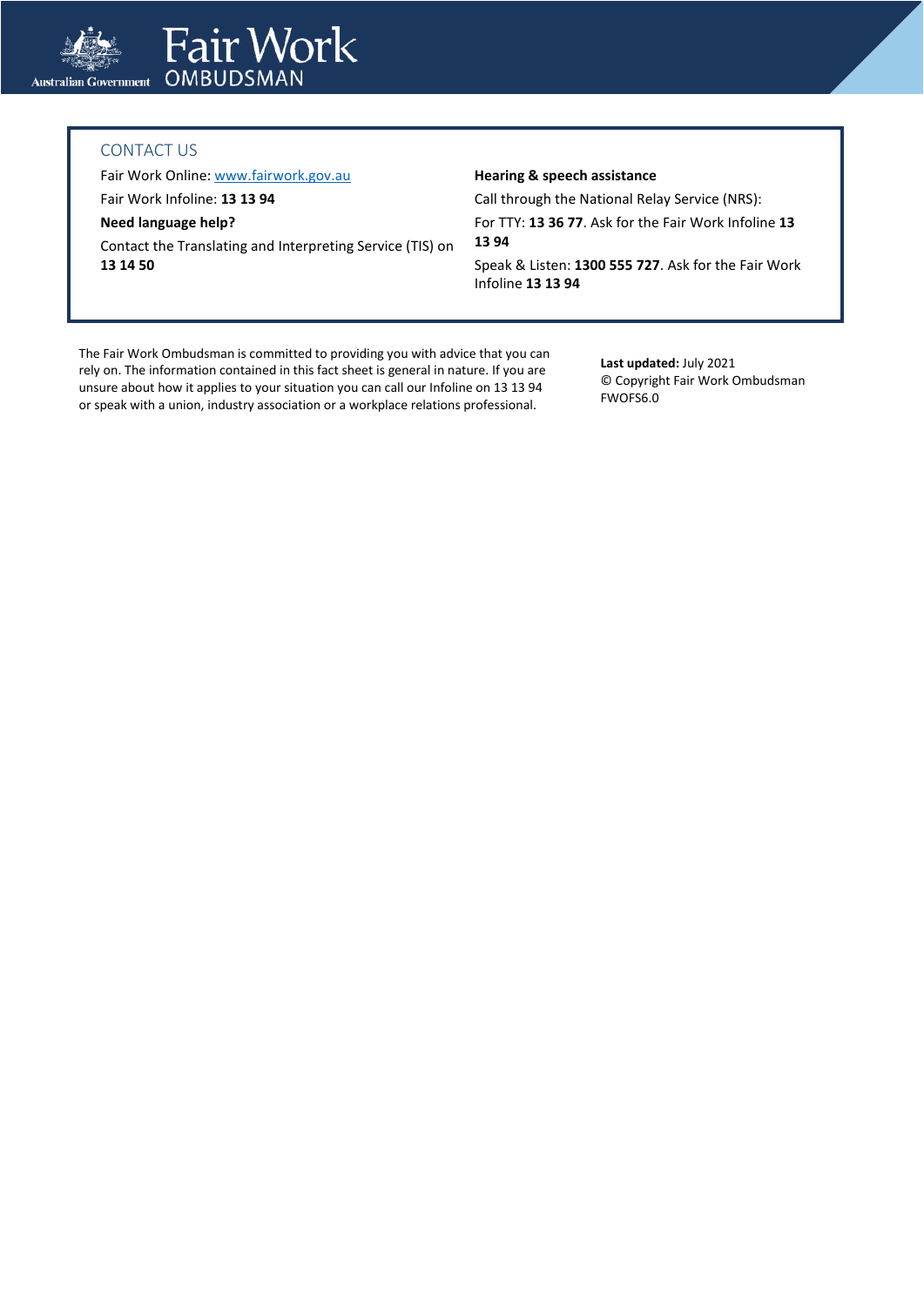## CONTACT US

Fair Work Online: [www.fairwork.gov.au](http://www.fairwork.gov.au)

Fair Work Infoline: **13 13 94**

**Need language help?**

Contact the Translating and Interpreting Service (TIS) on **13 14 50**

**Hearing & speech assistance**

Call through the National Relay Service (NRS):

For TTY: **13 36 77**. Ask for the Fair Work Infoline **13 13 94**

Speak & Listen: **1300 555 727**. Ask for the Fair Work Infoline **13 13 94**

The Fair Work Ombudsman is committed to providing you with advice that you can rely on. The information contained in this fact sheet is general in nature. If you are unsure about how it applies to your situation you can call our Infoline on 13 13 94 or speak with a union, industry association or a workplace relations professional.

**Last updated:** July 2021
© Copyright Fair Work Ombudsman
FWOFS6.0